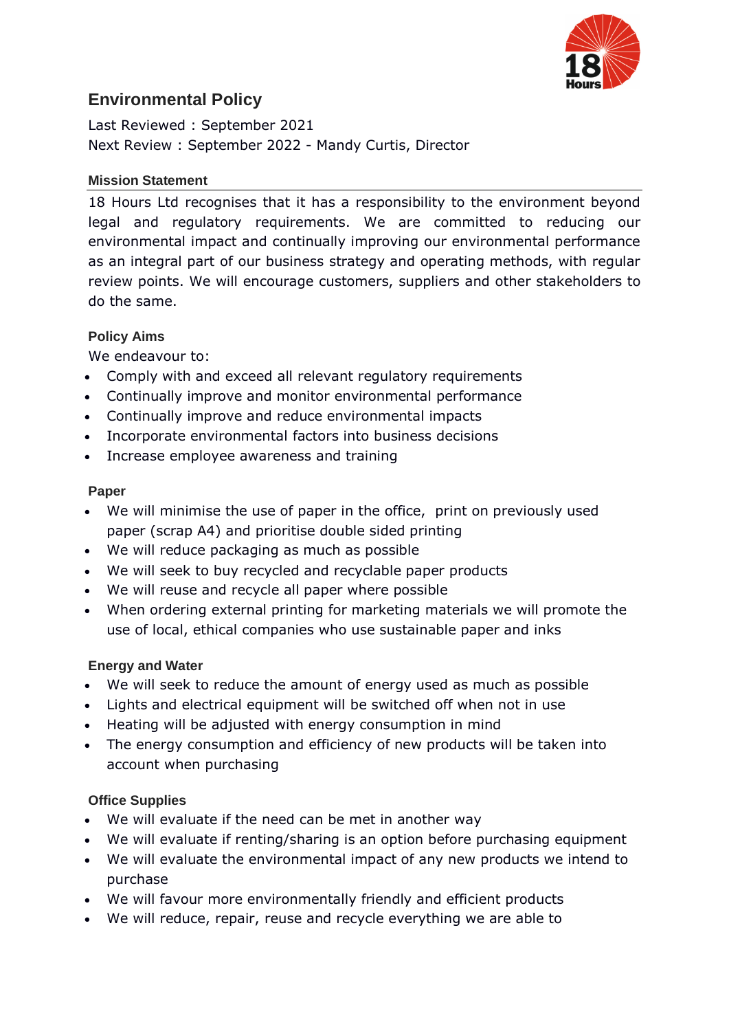# Environmental Policy

Last Reviewed : September 2021
Next Review : September 2022 - Mandy Curtis, Director

## Mission Statement

18 Hours Ltd recognises that it has a responsibility to the environment beyond legal and regulatory requirements. We are committed to reducing our environmental impact and continually improving our environmental performance as an integral part of our business strategy and operating methods, with regular review points. We will encourage customers, suppliers and other stakeholders to do the same.

## Policy Aims

We endeavour to:

- Comply with and exceed all relevant regulatory requirements
- Continually improve and monitor environmental performance
- Continually improve and reduce environmental impacts
- Incorporate environmental factors into business decisions
- Increase employee awareness and training

## Paper

- We will minimise the use of paper in the office, print on previously used paper (scrap A4) and prioritise double sided printing
- We will reduce packaging as much as possible
- We will seek to buy recycled and recyclable paper products
- We will reuse and recycle all paper where possible
- When ordering external printing for marketing materials we will promote the use of local, ethical companies who use sustainable paper and inks

## Energy and Water

- We will seek to reduce the amount of energy used as much as possible
- Lights and electrical equipment will be switched off when not in use
- Heating will be adjusted with energy consumption in mind
- The energy consumption and efficiency of new products will be taken into account when purchasing

## Office Supplies

- We will evaluate if the need can be met in another way
- We will evaluate if renting/sharing is an option before purchasing equipment
- We will evaluate the environmental impact of any new products we intend to purchase
- We will favour more environmentally friendly and efficient products
- We will reduce, repair, reuse and recycle everything we are able to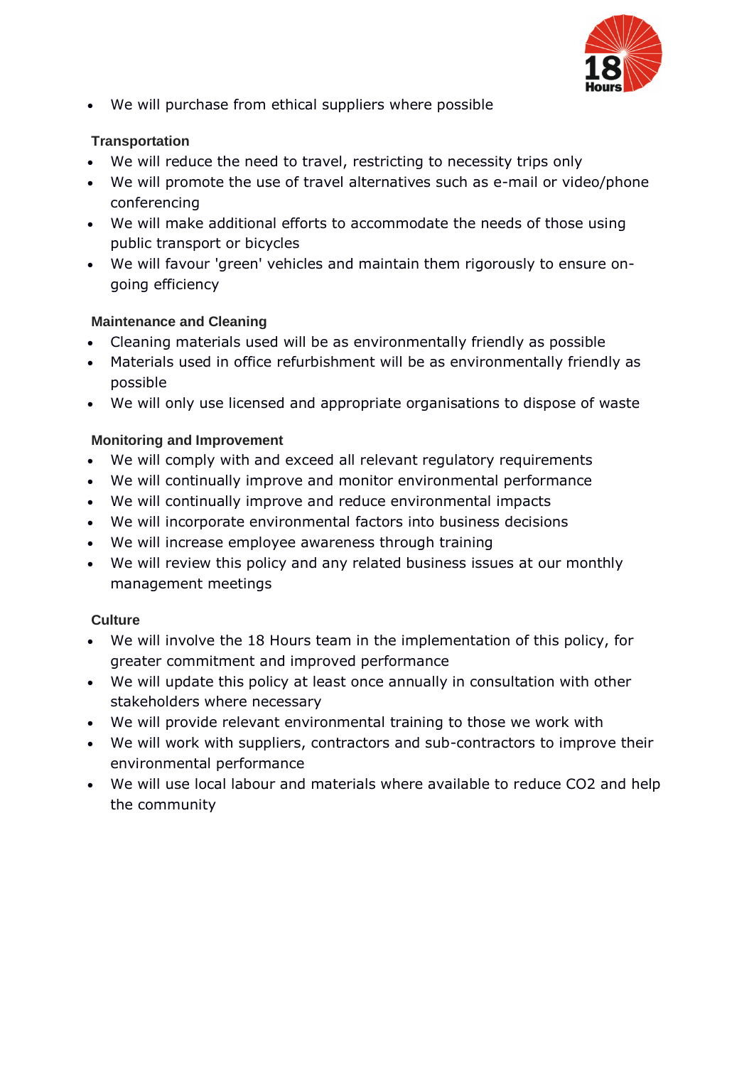- We will purchase from ethical suppliers where possible

**Transportation**

- We will reduce the need to travel, restricting to necessity trips only
- We will promote the use of travel alternatives such as e-mail or video/phone conferencing
- We will make additional efforts to accommodate the needs of those using public transport or bicycles
- We will favour 'green' vehicles and maintain them rigorously to ensure on-going efficiency

**Maintenance and Cleaning**

- Cleaning materials used will be as environmentally friendly as possible
- Materials used in office refurbishment will be as environmentally friendly as possible
- We will only use licensed and appropriate organisations to dispose of waste

**Monitoring and Improvement**

- We will comply with and exceed all relevant regulatory requirements
- We will continually improve and monitor environmental performance
- We will continually improve and reduce environmental impacts
- We will incorporate environmental factors into business decisions
- We will increase employee awareness through training
- We will review this policy and any related business issues at our monthly management meetings

**Culture**

- We will involve the 18 Hours team in the implementation of this policy, for greater commitment and improved performance
- We will update this policy at least once annually in consultation with other stakeholders where necessary
- We will provide relevant environmental training to those we work with
- We will work with suppliers, contractors and sub-contractors to improve their environmental performance
- We will use local labour and materials where available to reduce $CO_2$ and help the community